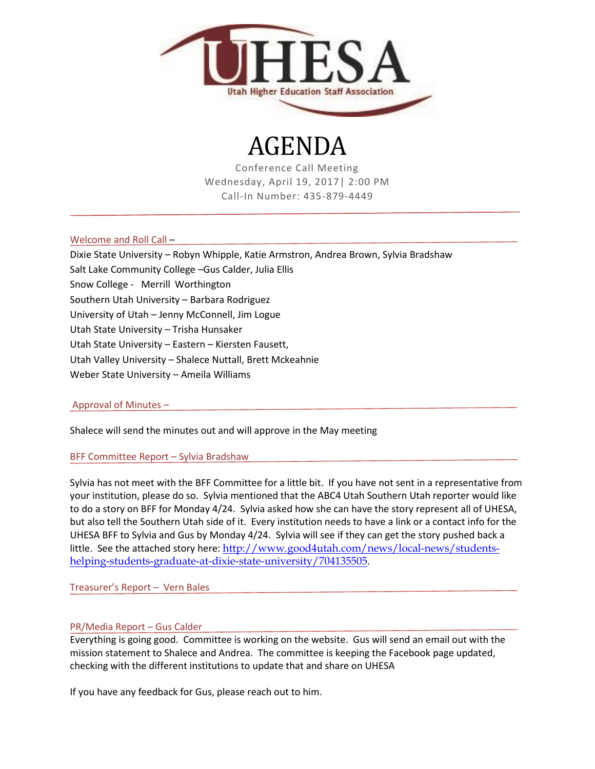UHESA

Utah Higher Education Staff Association

# AGENDA

Conference Call Meeting
Wednesday, April 19, 2017| 2:00 PM
Call-In Number: 435-879-4449

## Welcome and Roll Call –

Dixie State University – Robyn Whipple, Katie Armstron, Andrea Brown, Sylvia Bradshaw
Salt Lake Community College –Gus Calder, Julia Ellis
Snow College - Merrill Worthington
Southern Utah University – Barbara Rodriguez
University of Utah – Jenny McConnell, Jim Logue
Utah State University – Trisha Hunsaker
Utah State University – Eastern – Kiersten Fausett,
Utah Valley University – Shalece Nuttall, Brett Mckeahnie
Weber State University – Ameila Williams

## Approval of Minutes –

Shalece will send the minutes out and will approve in the May meeting

## BFF Committee Report – Sylvia Bradshaw

Sylvia has not meet with the BFF Committee for a little bit. If you have not sent in a representative from your institution, please do so. Sylvia mentioned that the ABC4 Utah Southern Utah reporter would like to do a story on BFF for Monday 4/24. Sylvia asked how she can have the story represent all of UHESA, but also tell the Southern Utah side of it. Every institution needs to have a link or a contact info for the UHESA BFF to Sylvia and Gus by Monday 4/24. Sylvia will see if they can get the story pushed back a little. See the attached story here: http://www.good4utah.com/news/local-news/students-helping-students-graduate-at-dixie-state-university/704135505.

## Treasurer's Report – Vern Bales

## PR/Media Report – Gus Calder

Everything is going good. Committee is working on the website. Gus will send an email out with the mission statement to Shalece and Andrea. The committee is keeping the Facebook page updated, checking with the different institutions to update that and share on UHESA

If you have any feedback for Gus, please reach out to him.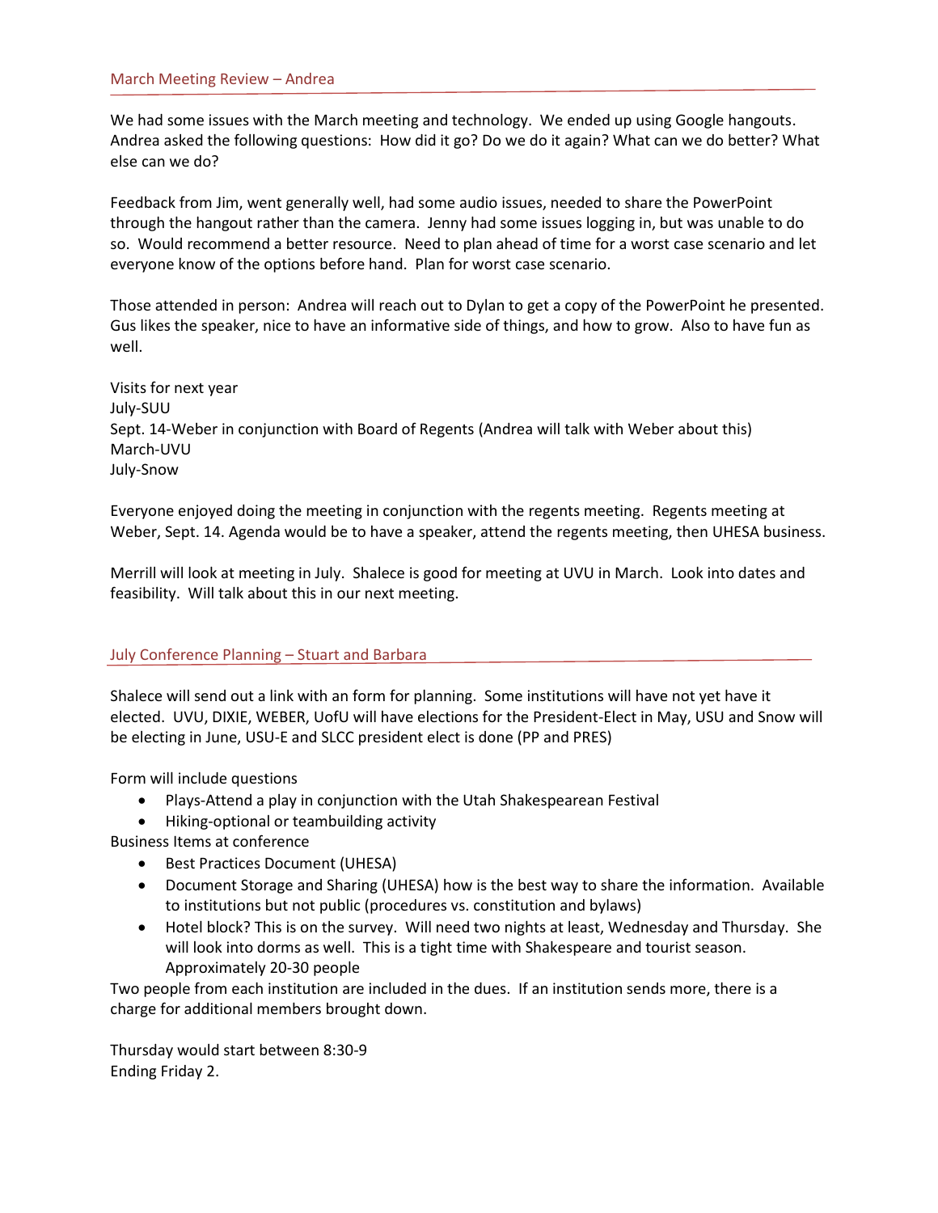## March Meeting Review – Andrea

We had some issues with the March meeting and technology. We ended up using Google hangouts. Andrea asked the following questions: How did it go? Do we do it again? What can we do better? What else can we do?

Feedback from Jim, went generally well, had some audio issues, needed to share the PowerPoint through the hangout rather than the camera. Jenny had some issues logging in, but was unable to do so. Would recommend a better resource. Need to plan ahead of time for a worst case scenario and let everyone know of the options before hand. Plan for worst case scenario.

Those attended in person: Andrea will reach out to Dylan to get a copy of the PowerPoint he presented. Gus likes the speaker, nice to have an informative side of things, and how to grow. Also to have fun as well.

Visits for next year
July-SUU
Sept. 14-Weber in conjunction with Board of Regents (Andrea will talk with Weber about this)
March-UVU
July-Snow

Everyone enjoyed doing the meeting in conjunction with the regents meeting. Regents meeting at Weber, Sept. 14. Agenda would be to have a speaker, attend the regents meeting, then UHESA business.

Merrill will look at meeting in July. Shalece is good for meeting at UVU in March. Look into dates and feasibility. Will talk about this in our next meeting.

## July Conference Planning – Stuart and Barbara

Shalece will send out a link with an form for planning. Some institutions will have not yet have it elected. UVU, DIXIE, WEBER, UofU will have elections for the President-Elect in May, USU and Snow will be electing in June, USU-E and SLCC president elect is done (PP and PRES)

Form will include questions

- Plays-Attend a play in conjunction with the Utah Shakespearean Festival
- Hiking-optional or teambuilding activity

Business Items at conference

- Best Practices Document (UHESA)
- Document Storage and Sharing (UHESA) how is the best way to share the information. Available to institutions but not public (procedures vs. constitution and bylaws)
- Hotel block? This is on the survey. Will need two nights at least, Wednesday and Thursday. She will look into dorms as well. This is a tight time with Shakespeare and tourist season. Approximately 20-30 people

Two people from each institution are included in the dues. If an institution sends more, there is a charge for additional members brought down.

Thursday would start between 8:30-9
Ending Friday 2.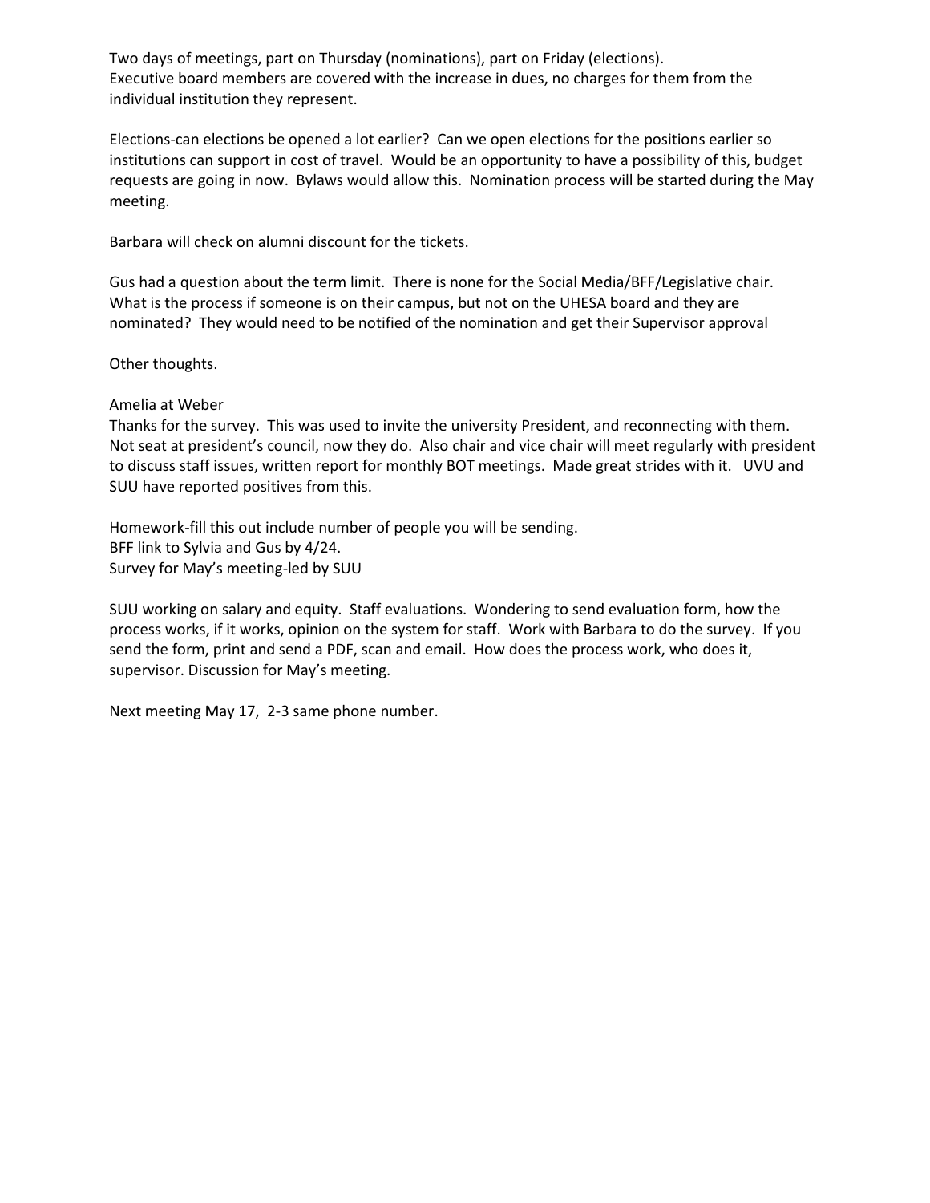Two days of meetings, part on Thursday (nominations), part on Friday (elections).
Executive board members are covered with the increase in dues, no charges for them from the individual institution they represent.

Elections-can elections be opened a lot earlier? Can we open elections for the positions earlier so institutions can support in cost of travel. Would be an opportunity to have a possibility of this, budget requests are going in now. Bylaws would allow this. Nomination process will be started during the May meeting.

Barbara will check on alumni discount for the tickets.

Gus had a question about the term limit. There is none for the Social Media/BFF/Legislative chair. What is the process if someone is on their campus, but not on the UHESA board and they are nominated? They would need to be notified of the nomination and get their Supervisor approval

Other thoughts.

Amelia at Weber
Thanks for the survey. This was used to invite the university President, and reconnecting with them. Not seat at president's council, now they do. Also chair and vice chair will meet regularly with president to discuss staff issues, written report for monthly BOT meetings. Made great strides with it. UVU and SUU have reported positives from this.

Homework-fill this out include number of people you will be sending.
BFF link to Sylvia and Gus by 4/24.
Survey for May's meeting-led by SUU

SUU working on salary and equity. Staff evaluations. Wondering to send evaluation form, how the process works, if it works, opinion on the system for staff. Work with Barbara to do the survey. If you send the form, print and send a PDF, scan and email. How does the process work, who does it, supervisor. Discussion for May's meeting.

Next meeting May 17, 2-3 same phone number.